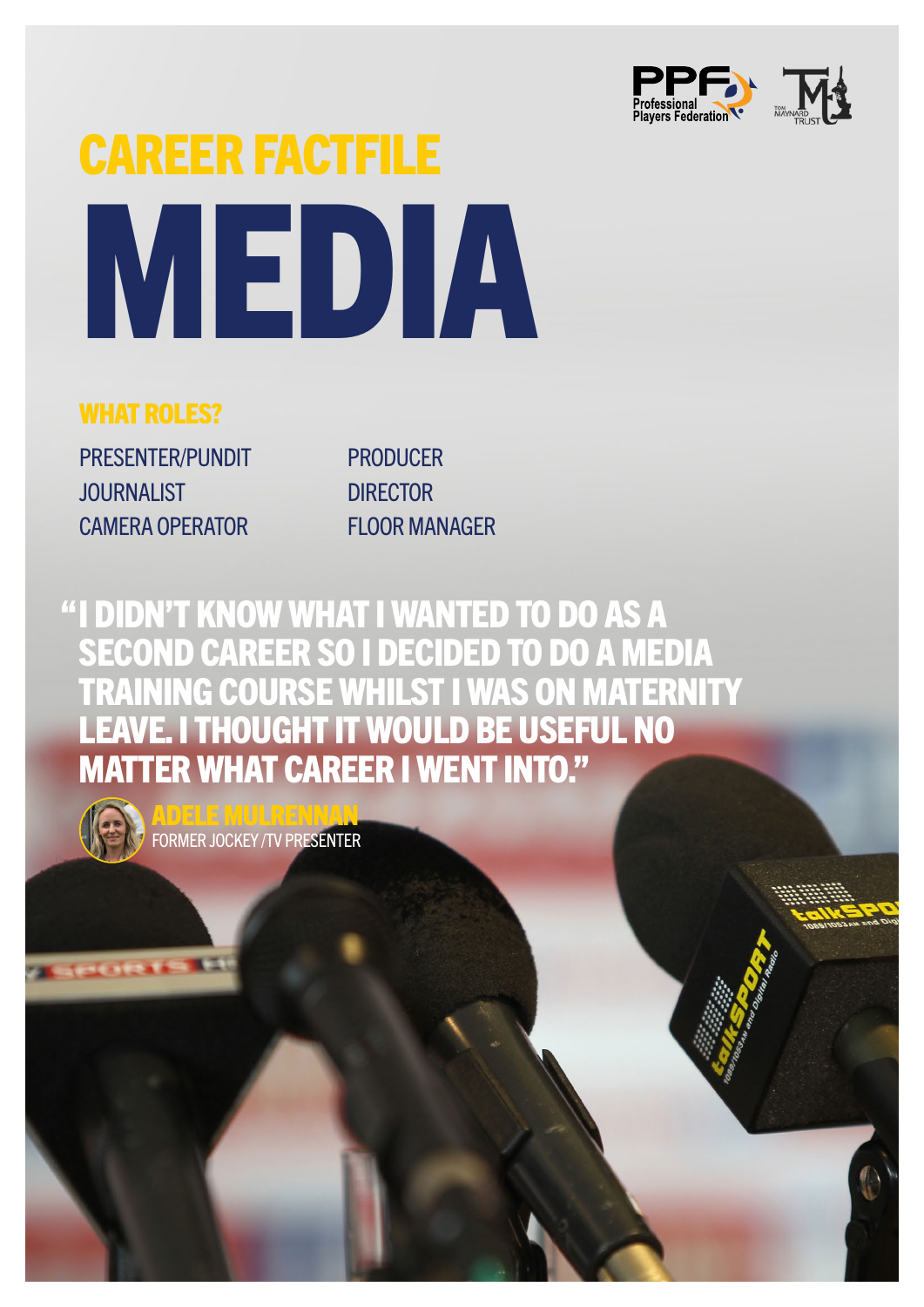Professional Players Federation

Tom Maynard Trust

# CAREER FACTFILE

# MEDIA

## WHAT ROLES?

- PRESENTER/PUNDIT
- JOURNALIST
- CAMERA OPERATOR
- PRODUCER
- DIRECTOR
- FLOOR MANAGER

**"I DIDN'T KNOW WHAT I WANTED TO DO AS A SECOND CAREER SO I DECIDED TO DO A MEDIA TRAINING COURSE WHILST I WAS ON MATERNITY LEAVE. I THOUGHT IT WOULD BE USEFUL NO MATTER WHAT CAREER I WENT INTO."**

**ADELE MULRENNAN**
FORMER JOCKEY /TV PRESENTER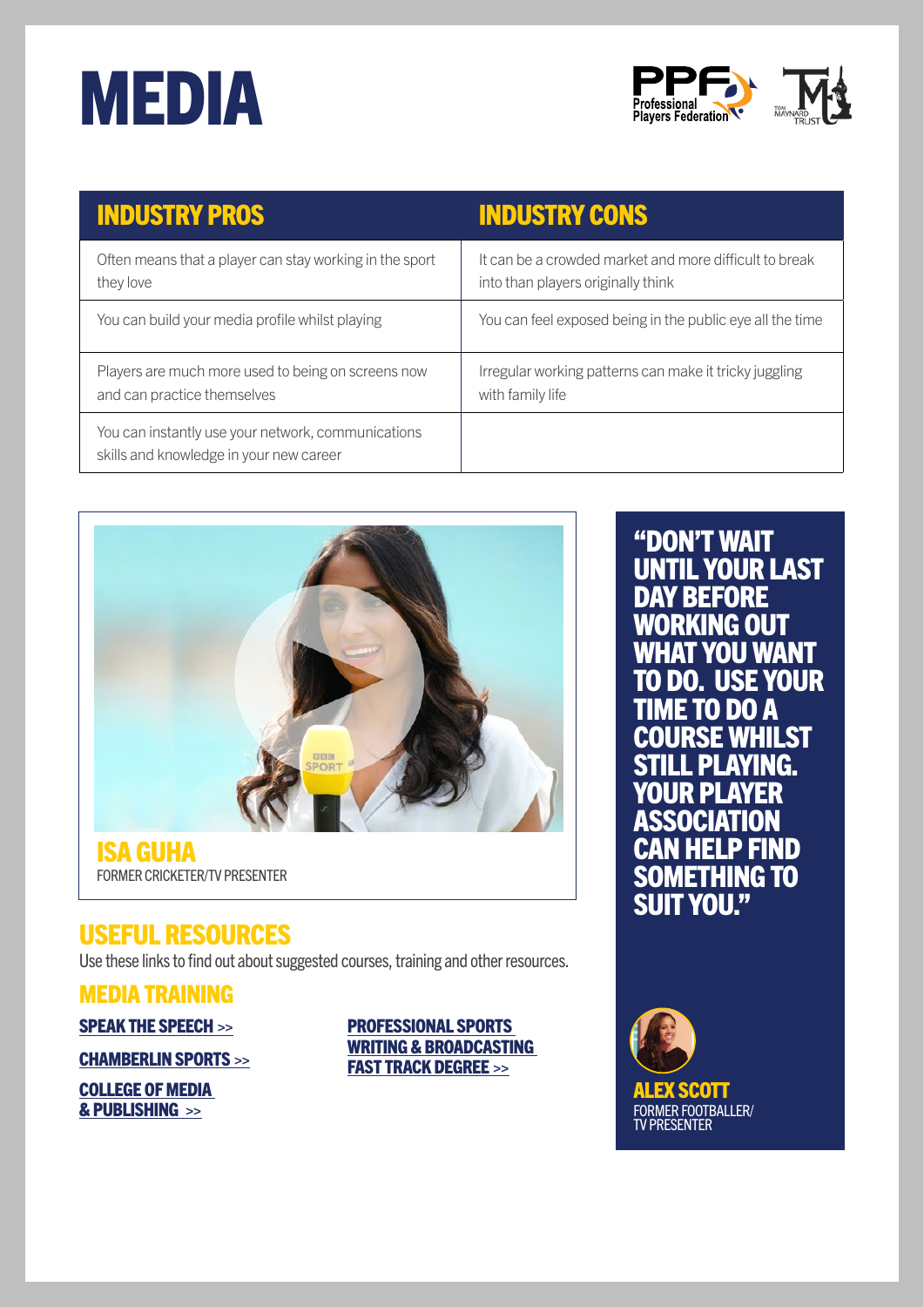# MEDIA

| INDUSTRY PROS | INDUSTRY CONS |
|---|---|
| Often means that a player can stay working in the sport they love | It can be a crowded market and more difficult to break into than players originally think |
| You can build your media profile whilst playing | You can feel exposed being in the public eye all the time |
| Players are much more used to being on screens now and can practice themselves | Irregular working patterns can make it tricky juggling with family life |
| You can instantly use your network, communications skills and knowledge in your new career | |

**ISA GUHA**
FORMER CRICKETER/TV PRESENTER

**"DON'T WAIT UNTIL YOUR LAST DAY BEFORE WORKING OUT WHAT YOU WANT TO DO. USE YOUR TIME TO DO A COURSE WHILST STILL PLAYING. YOUR PLAYER ASSOCIATION CAN HELP FIND SOMETHING TO SUIT YOU."**

**ALEX SCOTT**
FORMER FOOTBALLER/ TV PRESENTER

## USEFUL RESOURCES

Use these links to find out about suggested courses, training and other resources.

### MEDIA TRAINING

- SPEAK THE SPEECH >>
- CHAMBERLIN SPORTS >>
- COLLEGE OF MEDIA & PUBLISHING >>
- PROFESSIONAL SPORTS WRITING & BROADCASTING FAST TRACK DEGREE >>